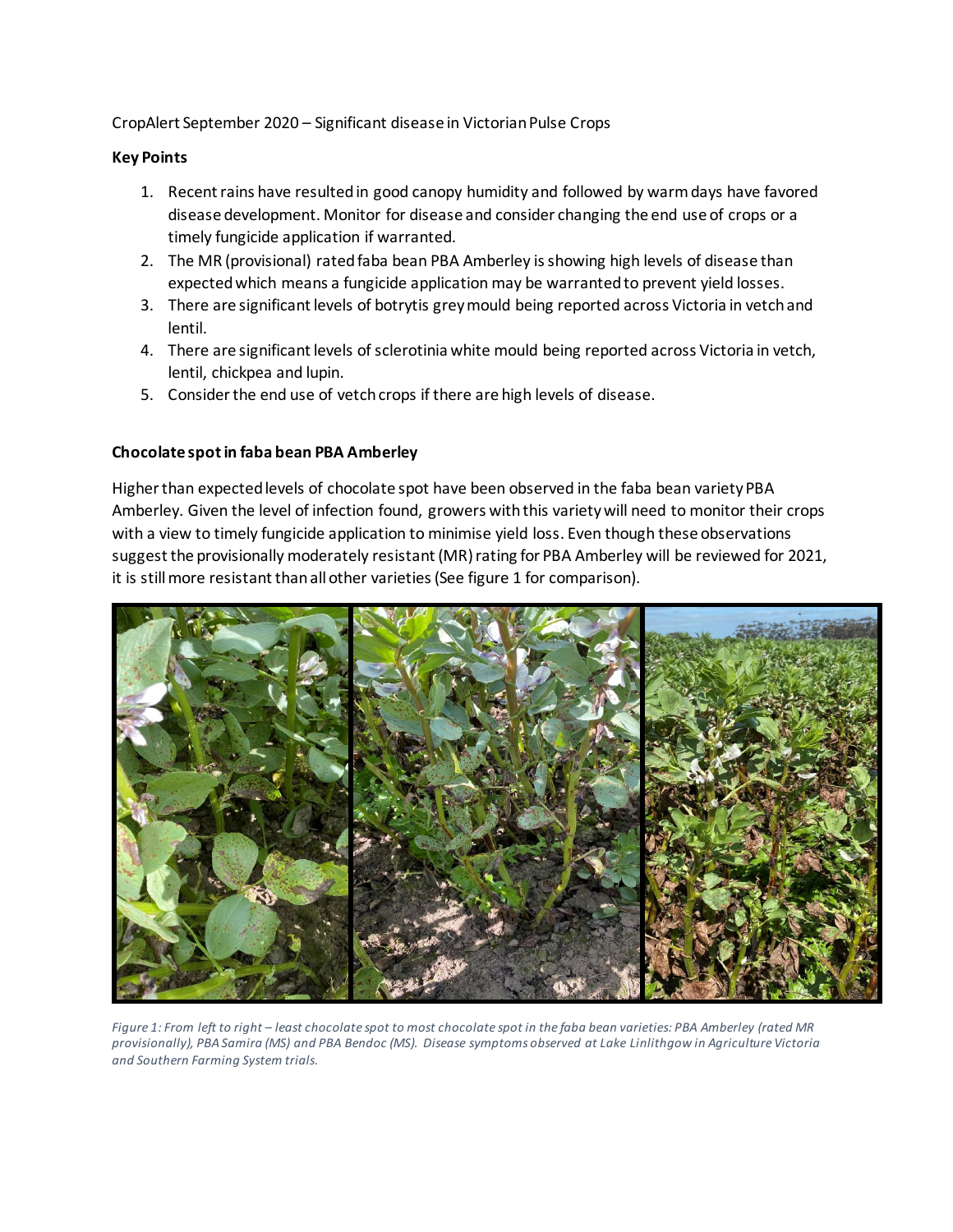CropAlert September 2020 – Significant disease in Victorian Pulse Crops

**Key Points**

1. Recent rains have resulted in good canopy humidity and followed by warm days have favored disease development. Monitor for disease and consider changing the end use of crops or a timely fungicide application if warranted.
2. The MR (provisional) rated faba bean PBA Amberley is showing high levels of disease than expected which means a fungicide application may be warranted to prevent yield losses.
3. There are significant levels of botrytis grey mould being reported across Victoria in vetch and lentil.
4. There are significant levels of sclerotinia white mould being reported across Victoria in vetch, lentil, chickpea and lupin.
5. Consider the end use of vetch crops if there are high levels of disease.

**Chocolate spot in faba bean PBA Amberley**

Higher than expected levels of chocolate spot have been observed in the faba bean variety PBA Amberley. Given the level of infection found, growers with this variety will need to monitor their crops with a view to timely fungicide application to minimise yield loss. Even though these observations suggest the provisionally moderately resistant (MR) rating for PBA Amberley will be reviewed for 2021, it is still more resistant than all other varieties (See figure 1 for comparison).

*Figure 1: From left to right – least chocolate spot to most chocolate spot in the faba bean varieties: PBA Amberley (rated MR provisionally), PBA Samira (MS) and PBA Bendoc (MS). Disease symptoms observed at Lake Linlithgow in Agriculture Victoria and Southern Farming System trials.*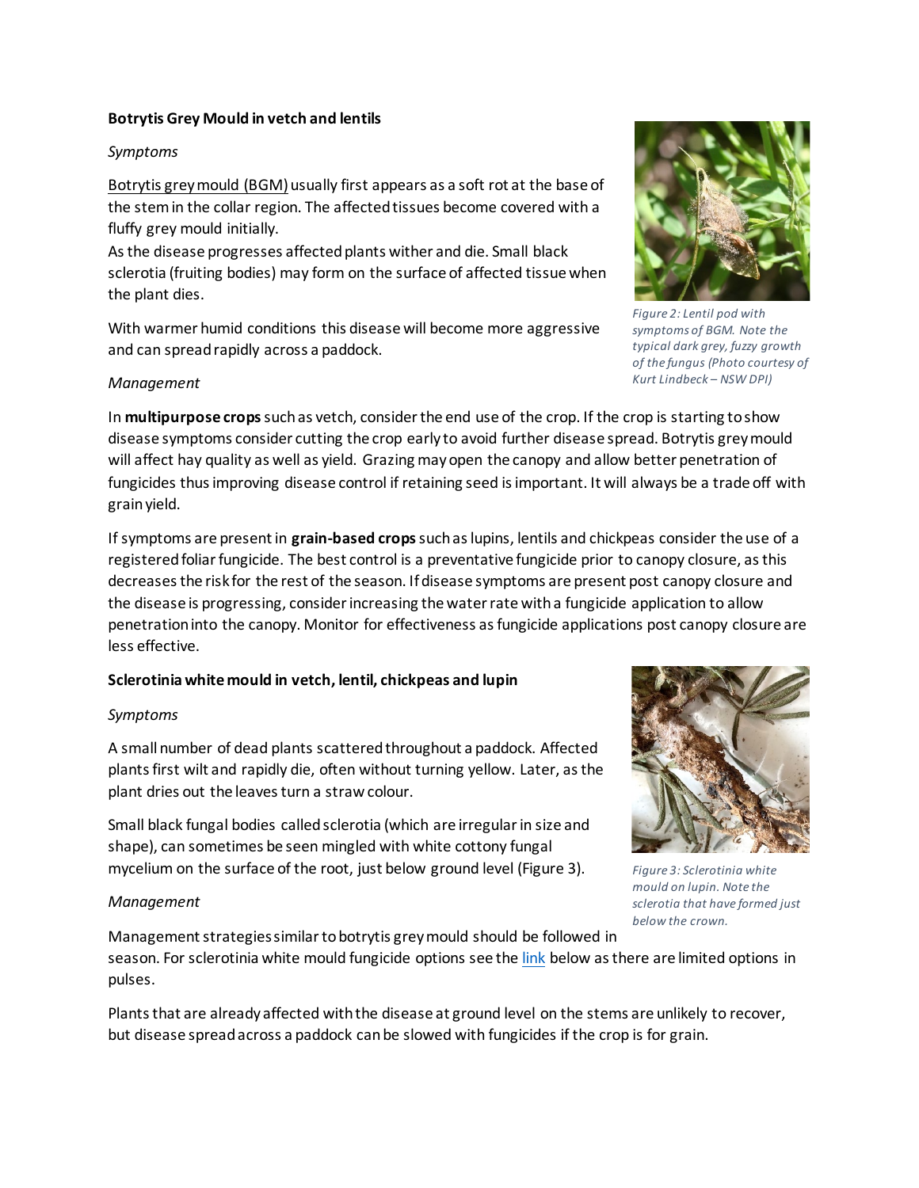**Botrytis Grey Mould in vetch and lentils**

*Symptoms*

Botrytis grey mould (BGM) usually first appears as a soft rot at the base of the stem in the collar region. The affected tissues become covered with a fluffy grey mould initially.

As the disease progresses affected plants wither and die. Small black sclerotia (fruiting bodies) may form on the surface of affected tissue when the plant dies.

With warmer humid conditions this disease will become more aggressive and can spread rapidly across a paddock.

*Figure 2: Lentil pod with symptoms of BGM. Note the typical dark grey, fuzzy growth of the fungus (Photo courtesy of Kurt Lindbeck – NSW DPI)*

*Management*

In **multipurpose crops** such as vetch, consider the end use of the crop. If the crop is starting to show disease symptoms consider cutting the crop early to avoid further disease spread. Botrytis grey mould will affect hay quality as well as yield. Grazing may open the canopy and allow better penetration of fungicides thus improving disease control if retaining seed is important. It will always be a trade off with grain yield.

If symptoms are present in **grain-based crops** such as lupins, lentils and chickpeas consider the use of a registered foliar fungicide. The best control is a preventative fungicide prior to canopy closure, as this decreases the risk for the rest of the season. If disease symptoms are present post canopy closure and the disease is progressing, consider increasing the water rate with a fungicide application to allow penetration into the canopy. Monitor for effectiveness as fungicide applications post canopy closure are less effective.

**Sclerotinia white mould in vetch, lentil, chickpeas and lupin**

*Symptoms*

A small number of dead plants scattered throughout a paddock. Affected plants first wilt and rapidly die, often without turning yellow. Later, as the plant dries out the leaves turn a straw colour.

Small black fungal bodies called sclerotia (which are irregular in size and shape), can sometimes be seen mingled with white cottony fungal mycelium on the surface of the root, just below ground level (Figure 3).

*Figure 3: Sclerotinia white mould on lupin. Note the sclerotia that have formed just below the crown.*

*Management*

Management strategies similar to botrytis grey mould should be followed in season. For sclerotinia white mould fungicide options see the link below as there are limited options in pulses.

Plants that are already affected with the disease at ground level on the stems are unlikely to recover, but disease spread across a paddock can be slowed with fungicides if the crop is for grain.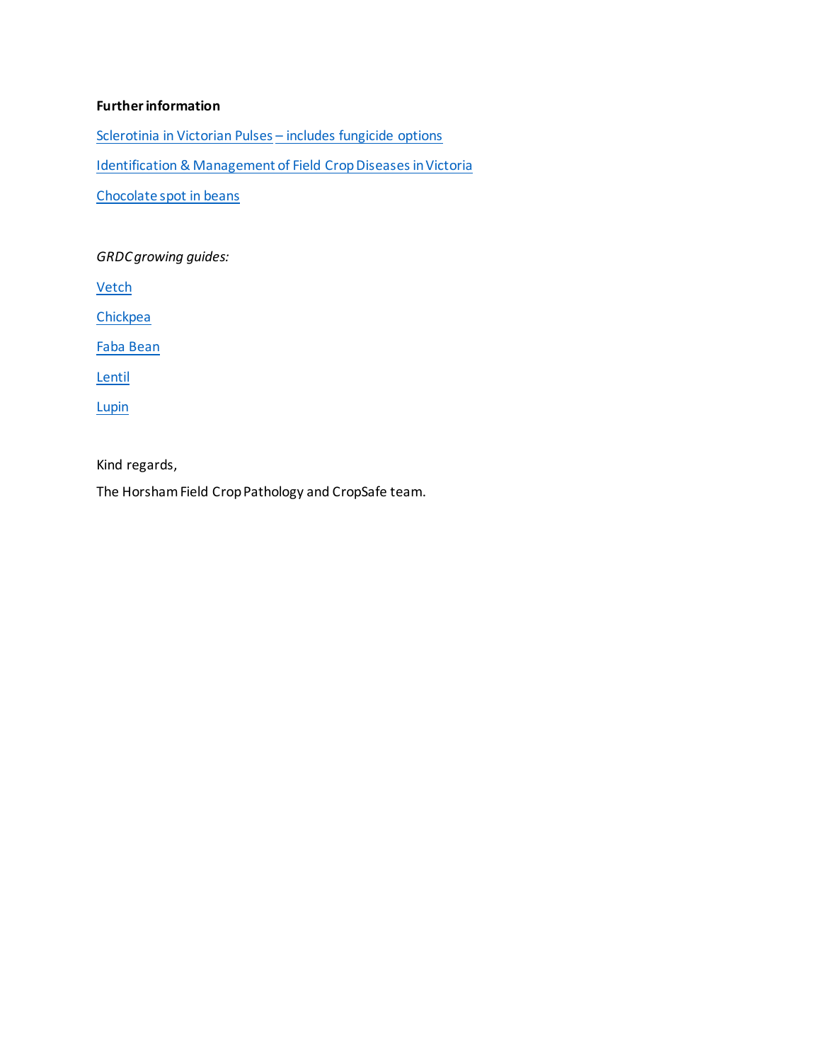**Further information**

Sclerotinia in Victorian Pulses – includes fungicide options

Identification & Management of Field Crop Diseases in Victoria

Chocolate spot in beans

*GRDC growing guides:*

Vetch

Chickpea

Faba Bean

Lentil

Lupin

Kind regards,

The Horsham Field Crop Pathology and CropSafe team.